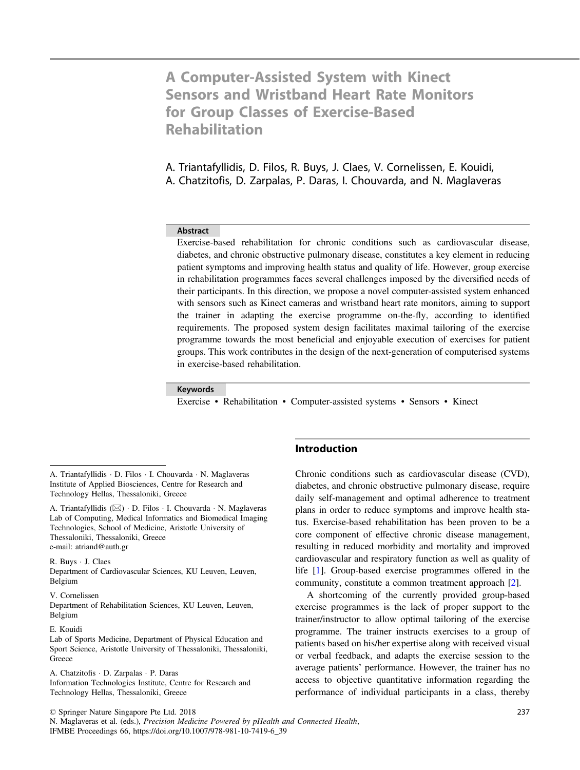# A Computer-Assisted System with Kinect Sensors and Wristband Heart Rate Monitors for Group Classes of Exercise-Based Rehabilitation

A. Triantafyllidis, D. Filos, R. Buys, J. Claes, V. Cornelissen, E. Kouidi, A. Chatzitofis, D. Zarpalas, P. Daras, I. Chouvarda, and N. Maglaveras

## Abstract

Exercise-based rehabilitation for chronic conditions such as cardiovascular disease, diabetes, and chronic obstructive pulmonary disease, constitutes a key element in reducing patient symptoms and improving health status and quality of life. However, group exercise in rehabilitation programmes faces several challenges imposed by the diversified needs of their participants. In this direction, we propose a novel computer-assisted system enhanced with sensors such as Kinect cameras and wristband heart rate monitors, aiming to support the trainer in adapting the exercise programme on-the-fly, according to identified requirements. The proposed system design facilitates maximal tailoring of the exercise programme towards the most beneficial and enjoyable execution of exercises for patient groups. This work contributes in the design of the next-generation of computerised systems in exercise-based rehabilitation.

## Keywords

Exercise • Rehabilitation • Computer-assisted systems • Sensors • Kinect

A. Triantafyllidis · D. Filos · I. Chouvarda · N. Maglaveras
Institute of Applied Biosciences, Centre for Research and Technology Hellas, Thessaloniki, Greece

A. Triantafyllidis (✉) · D. Filos · I. Chouvarda · N. Maglaveras
Lab of Computing, Medical Informatics and Biomedical Imaging Technologies, School of Medicine, Aristotle University of Thessaloniki, Thessaloniki, Greece
e-mail: atriand@auth.gr

R. Buys · J. Claes
Department of Cardiovascular Sciences, KU Leuven, Leuven, Belgium

V. Cornelissen
Department of Rehabilitation Sciences, KU Leuven, Leuven, Belgium

E. Kouidi
Lab of Sports Medicine, Department of Physical Education and Sport Science, Aristotle University of Thessaloniki, Thessaloniki, Greece

A. Chatzitofis · D. Zarpalas · P. Daras
Information Technologies Institute, Centre for Research and Technology Hellas, Thessaloniki, Greece

## Introduction

Chronic conditions such as cardiovascular disease (CVD), diabetes, and chronic obstructive pulmonary disease, require daily self-management and optimal adherence to treatment plans in order to reduce symptoms and improve health status. Exercise-based rehabilitation has been proven to be a core component of effective chronic disease management, resulting in reduced morbidity and mortality and improved cardiovascular and respiratory function as well as quality of life [1]. Group-based exercise programmes offered in the community, constitute a common treatment approach [2].

A shortcoming of the currently provided group-based exercise programmes is the lack of proper support to the trainer/instructor to allow optimal tailoring of the exercise programme. The trainer instructs exercises to a group of patients based on his/her expertise along with received visual or verbal feedback, and adapts the exercise session to the average patients' performance. However, the trainer has no access to objective quantitative information regarding the performance of individual participants in a class, thereby

© Springer Nature Singapore Pte Ltd. 2018
N. Maglaveras et al. (eds.), *Precision Medicine Powered by pHealth and Connected Health*, IFMBE Proceedings 66, https://doi.org/10.1007/978-981-10-7419-6_39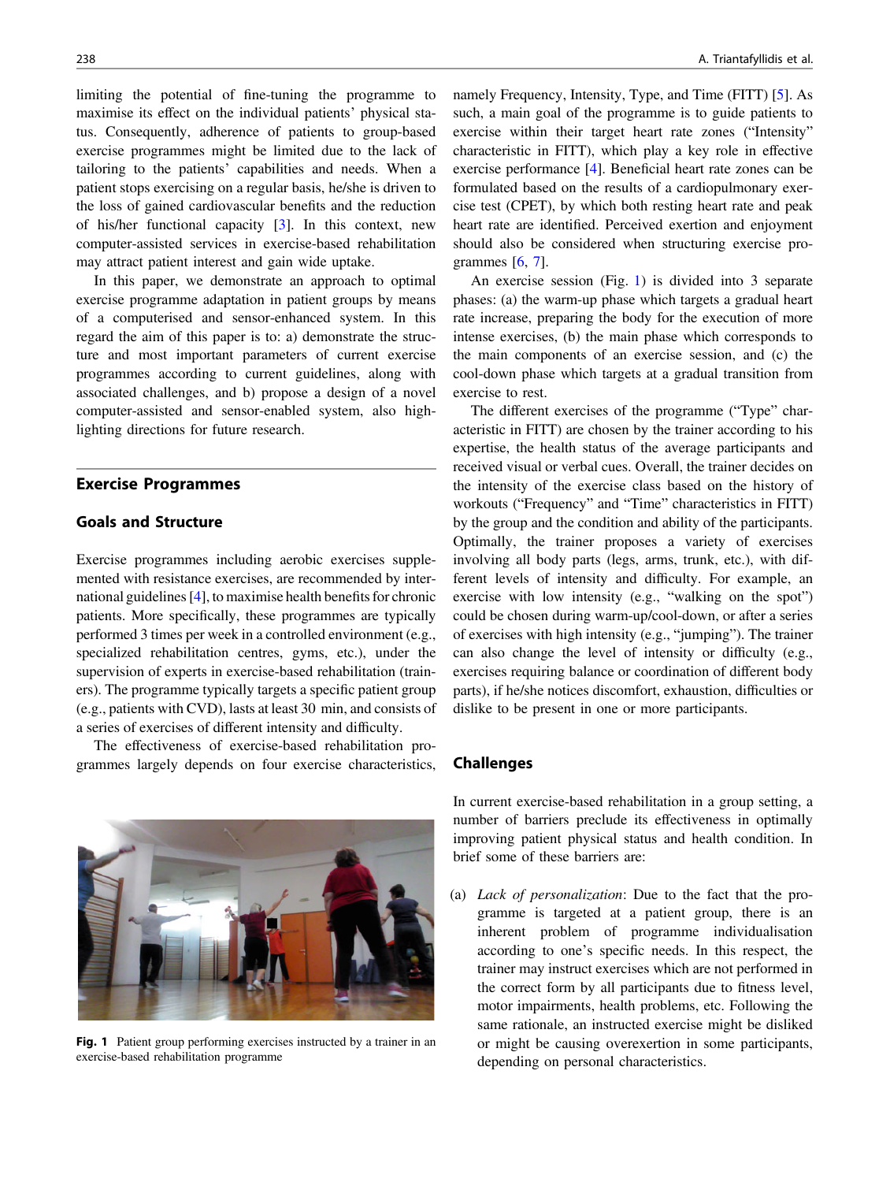limiting the potential of fine-tuning the programme to maximise its effect on the individual patients' physical status. Consequently, adherence of patients to group-based exercise programmes might be limited due to the lack of tailoring to the patients' capabilities and needs. When a patient stops exercising on a regular basis, he/she is driven to the loss of gained cardiovascular benefits and the reduction of his/her functional capacity [3]. In this context, new computer-assisted services in exercise-based rehabilitation may attract patient interest and gain wide uptake.

In this paper, we demonstrate an approach to optimal exercise programme adaptation in patient groups by means of a computerised and sensor-enhanced system. In this regard the aim of this paper is to: a) demonstrate the structure and most important parameters of current exercise programmes according to current guidelines, along with associated challenges, and b) propose a design of a novel computer-assisted and sensor-enabled system, also highlighting directions for future research.

## Exercise Programmes

### Goals and Structure

Exercise programmes including aerobic exercises supplemented with resistance exercises, are recommended by international guidelines [4], to maximise health benefits for chronic patients. More specifically, these programmes are typically performed 3 times per week in a controlled environment (e.g., specialized rehabilitation centres, gyms, etc.), under the supervision of experts in exercise-based rehabilitation (trainers). The programme typically targets a specific patient group (e.g., patients with CVD), lasts at least 30 min, and consists of a series of exercises of different intensity and difficulty.

The effectiveness of exercise-based rehabilitation programmes largely depends on four exercise characteristics, namely Frequency, Intensity, Type, and Time (FITT) [5]. As such, a main goal of the programme is to guide patients to exercise within their target heart rate zones ("Intensity" characteristic in FITT), which play a key role in effective exercise performance [4]. Beneficial heart rate zones can be formulated based on the results of a cardiopulmonary exercise test (CPET), by which both resting heart rate and peak heart rate are identified. Perceived exertion and enjoyment should also be considered when structuring exercise programmes [6, 7].

An exercise session (Fig. 1) is divided into 3 separate phases: (a) the warm-up phase which targets a gradual heart rate increase, preparing the body for the execution of more intense exercises, (b) the main phase which corresponds to the main components of an exercise session, and (c) the cool-down phase which targets at a gradual transition from exercise to rest.

The different exercises of the programme ("Type" characteristic in FITT) are chosen by the trainer according to his expertise, the health status of the average participants and received visual or verbal cues. Overall, the trainer decides on the intensity of the exercise class based on the history of workouts ("Frequency" and "Time" characteristics in FITT) by the group and the condition and ability of the participants. Optimally, the trainer proposes a variety of exercises involving all body parts (legs, arms, trunk, etc.), with different levels of intensity and difficulty. For example, an exercise with low intensity (e.g., "walking on the spot") could be chosen during warm-up/cool-down, or after a series of exercises with high intensity (e.g., "jumping"). The trainer can also change the level of intensity or difficulty (e.g., exercises requiring balance or coordination of different body parts), if he/she notices discomfort, exhaustion, difficulties or dislike to be present in one or more participants.

**Fig. 1** Patient group performing exercises instructed by a trainer in an exercise-based rehabilitation programme

### Challenges

In current exercise-based rehabilitation in a group setting, a number of barriers preclude its effectiveness in optimally improving patient physical status and health condition. In brief some of these barriers are:

(a) *Lack of personalization*: Due to the fact that the programme is targeted at a patient group, there is an inherent problem of programme individualisation according to one's specific needs. In this respect, the trainer may instruct exercises which are not performed in the correct form by all participants due to fitness level, motor impairments, health problems, etc. Following the same rationale, an instructed exercise might be disliked or might be causing overexertion in some participants, depending on personal characteristics.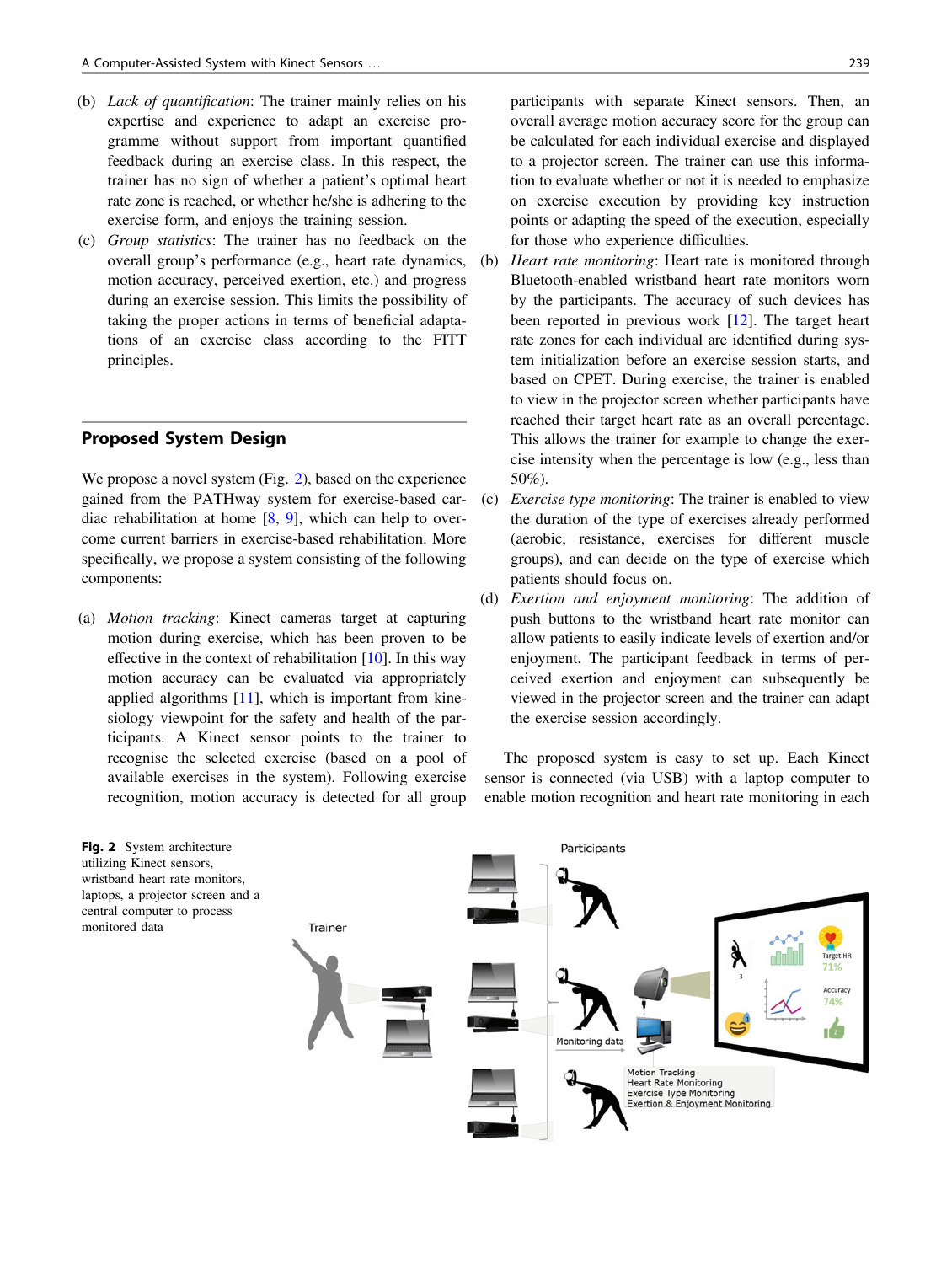(b) *Lack of quantification*: The trainer mainly relies on his expertise and experience to adapt an exercise programme without support from important quantified feedback during an exercise class. In this respect, the trainer has no sign of whether a patient's optimal heart rate zone is reached, or whether he/she is adhering to the exercise form, and enjoys the training session.

(c) *Group statistics*: The trainer has no feedback on the overall group's performance (e.g., heart rate dynamics, motion accuracy, perceived exertion, etc.) and progress during an exercise session. This limits the possibility of taking the proper actions in terms of beneficial adaptations of an exercise class according to the FITT principles.

## Proposed System Design

We propose a novel system (Fig. 2), based on the experience gained from the PATHway system for exercise-based cardiac rehabilitation at home [8, 9], which can help to overcome current barriers in exercise-based rehabilitation. More specifically, we propose a system consisting of the following components:

(a) *Motion tracking*: Kinect cameras target at capturing motion during exercise, which has been proven to be effective in the context of rehabilitation [10]. In this way motion accuracy can be evaluated via appropriately applied algorithms [11], which is important from kinesiology viewpoint for the safety and health of the participants. A Kinect sensor points to the trainer to recognise the selected exercise (based on a pool of available exercises in the system). Following exercise recognition, motion accuracy is detected for all group participants with separate Kinect sensors. Then, an overall average motion accuracy score for the group can be calculated for each individual exercise and displayed to a projector screen. The trainer can use this information to evaluate whether or not it is needed to emphasize on exercise execution by providing key instruction points or adapting the speed of the execution, especially for those who experience difficulties.

(b) *Heart rate monitoring*: Heart rate is monitored through Bluetooth-enabled wristband heart rate monitors worn by the participants. The accuracy of such devices has been reported in previous work [12]. The target heart rate zones for each individual are identified during system initialization before an exercise session starts, and based on CPET. During exercise, the trainer is enabled to view in the projector screen whether participants have reached their target heart rate as an overall percentage. This allows the trainer for example to change the exercise intensity when the percentage is low (e.g., less than 50%).

(c) *Exercise type monitoring*: The trainer is enabled to view the duration of the type of exercises already performed (aerobic, resistance, exercises for different muscle groups), and can decide on the type of exercise which patients should focus on.

(d) *Exertion and enjoyment monitoring*: The addition of push buttons to the wristband heart rate monitor can allow patients to easily indicate levels of exertion and/or enjoyment. The participant feedback in terms of perceived exertion and enjoyment can subsequently be viewed in the projector screen and the trainer can adapt the exercise session accordingly.

The proposed system is easy to set up. Each Kinect sensor is connected (via USB) with a laptop computer to enable motion recognition and heart rate monitoring in each

Participants

Trainer

Target HR
71%

Accuracy
74%

Monitoring data

Motion Tracking
Heart Rate Monitoring
Exercise Type Monitoring
Exertion & Enjoyment Monitoring

**Fig. 2** System architecture utilizing Kinect sensors, wristband heart rate monitors, laptops, a projector screen and a central computer to process monitored data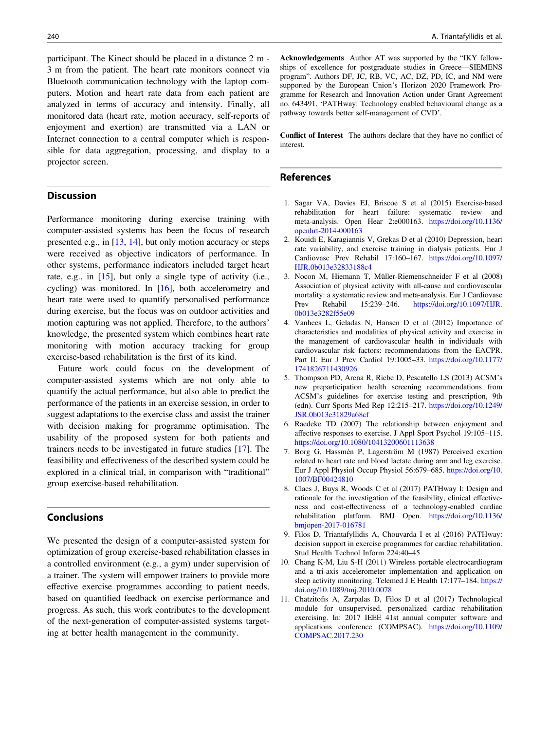participant. The Kinect should be placed in a distance 2 m - 3 m from the patient. The heart rate monitors connect via Bluetooth communication technology with the laptop computers. Motion and heart rate data from each patient are analyzed in terms of accuracy and intensity. Finally, all monitored data (heart rate, motion accuracy, self-reports of enjoyment and exertion) are transmitted via a LAN or Internet connection to a central computer which is responsible for data aggregation, processing, and display to a projector screen.

## Discussion

Performance monitoring during exercise training with computer-assisted systems has been the focus of research presented e.g., in [13, 14], but only motion accuracy or steps were received as objective indicators of performance. In other systems, performance indicators included target heart rate, e.g., in [15], but only a single type of activity (i.e., cycling) was monitored. In [16], both accelerometry and heart rate were used to quantify personalised performance during exercise, but the focus was on outdoor activities and motion capturing was not applied. Therefore, to the authors' knowledge, the presented system which combines heart rate monitoring with motion accuracy tracking for group exercise-based rehabilitation is the first of its kind.

Future work could focus on the development of computer-assisted systems which are not only able to quantify the actual performance, but also able to predict the performance of the patients in an exercise session, in order to suggest adaptations to the exercise class and assist the trainer with decision making for programme optimisation. The usability of the proposed system for both patients and trainers needs to be investigated in future studies [17]. The feasibility and effectiveness of the described system could be explored in a clinical trial, in comparison with "traditional" group exercise-based rehabilitation.

## Conclusions

We presented the design of a computer-assisted system for optimization of group exercise-based rehabilitation classes in a controlled environment (e.g., a gym) under supervision of a trainer. The system will empower trainers to provide more effective exercise programmes according to patient needs, based on quantified feedback on exercise performance and progress. As such, this work contributes to the development of the next-generation of computer-assisted systems targeting at better health management in the community.

**Acknowledgements** Author AT was supported by the "IKY fellowships of excellence for postgraduate studies in Greece—SIEMENS program". Authors DF, JC, RB, VC, AC, DZ, PD, IC, and NM were supported by the European Union's Horizon 2020 Framework Programme for Research and Innovation Action under Grant Agreement no. 643491, 'PATHway: Technology enabled behavioural change as a pathway towards better self-management of CVD'.

**Conflict of Interest** The authors declare that they have no conflict of interest.

## References

1. Sagar VA, Davies EJ, Briscoe S et al (2015) Exercise-based rehabilitation for heart failure: systematic review and meta-analysis. Open Hear 2:e000163. https://doi.org/10.1136/openhrt-2014-000163
2. Kouidi E, Karagiannis V, Grekas D et al (2010) Depression, heart rate variability, and exercise training in dialysis patients. Eur J Cardiovasc Prev Rehabil 17:160–167. https://doi.org/10.1097/HJR.0b013e32833188c4
3. Nocon M, Hiemann T, Müller-Riemenschneider F et al (2008) Association of physical activity with all-cause and cardiovascular mortality: a systematic review and meta-analysis. Eur J Cardiovasc Prev Rehabil 15:239–246. https://doi.org/10.1097/HJR.0b013e3282f55e09
4. Vanhees L, Geladas N, Hansen D et al (2012) Importance of characteristics and modalities of physical activity and exercise in the management of cardiovascular health in individuals with cardiovascular risk factors: recommendations from the EACPR. Part II. Eur J Prev Cardiol 19:1005–33. https://doi.org/10.1177/1741826711430926
5. Thompson PD, Arena R, Riebe D, Pescatello LS (2013) ACSM's new preparticipation health screening recommendations from ACSM's guidelines for exercise testing and prescription, 9th (edn). Curr Sports Med Rep 12:215–217. https://doi.org/10.1249/JSR.0b013e31829a68cf
6. Raedeke TD (2007) The relationship between enjoyment and affective responses to exercise. J Appl Sport Psychol 19:105–115. https://doi.org/10.1080/10413200601113638
7. Borg G, Hassmén P, Lagerström M (1987) Perceived exertion related to heart rate and blood lactate during arm and leg exercise. Eur J Appl Physiol Occup Physiol 56:679–685. https://doi.org/10.1007/BF00424810
8. Claes J, Buys R, Woods C et al (2017) PATHway I: Design and rationale for the investigation of the feasibility, clinical effectiveness and cost-effectiveness of a technology-enabled cardiac rehabilitation platform. BMJ Open. https://doi.org/10.1136/bmjopen-2017-016781
9. Filos D, Triantafyllidis A, Chouvarda I et al (2016) PATHway: decision support in exercise programmes for cardiac rehabilitation. Stud Health Technol Inform 224:40–45
10. Chang K-M, Liu S-H (2011) Wireless portable electrocardiogram and a tri-axis accelerometer implementation and application on sleep activity monitoring. Telemed J E Health 17:177–184. https://doi.org/10.1089/tmj.2010.0078
11. Chatzitofis A, Zarpalas D, Filos D et al (2017) Technological module for unsupervised, personalized cardiac rehabilitation exercising. In: 2017 IEEE 41st annual computer software and applications conference (COMPSAC). https://doi.org/10.1109/COMPSAC.2017.230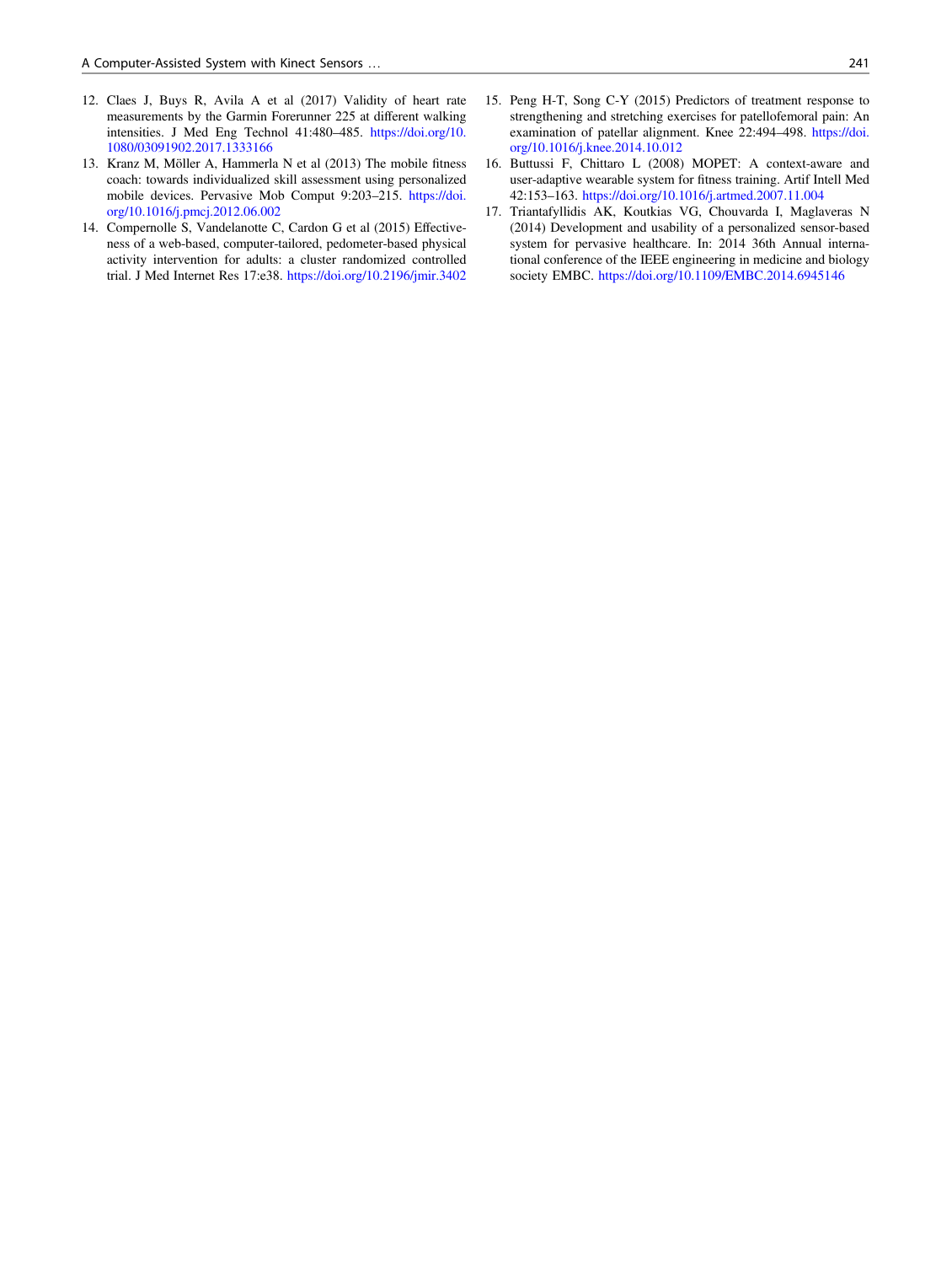12. Claes J, Buys R, Avila A et al (2017) Validity of heart rate measurements by the Garmin Forerunner 225 at different walking intensities. J Med Eng Technol 41:480–485. https://doi.org/10.1080/03091902.2017.1333166
13. Kranz M, Möller A, Hammerla N et al (2013) The mobile fitness coach: towards individualized skill assessment using personalized mobile devices. Pervasive Mob Comput 9:203–215. https://doi.org/10.1016/j.pmcj.2012.06.002
14. Compernolle S, Vandelanotte C, Cardon G et al (2015) Effectiveness of a web-based, computer-tailored, pedometer-based physical activity intervention for adults: a cluster randomized controlled trial. J Med Internet Res 17:e38. https://doi.org/10.2196/jmir.3402
15. Peng H-T, Song C-Y (2015) Predictors of treatment response to strengthening and stretching exercises for patellofemoral pain: An examination of patellar alignment. Knee 22:494–498. https://doi.org/10.1016/j.knee.2014.10.012
16. Buttussi F, Chittaro L (2008) MOPET: A context-aware and user-adaptive wearable system for fitness training. Artif Intell Med 42:153–163. https://doi.org/10.1016/j.artmed.2007.11.004
17. Triantafyllidis AK, Koutkias VG, Chouvarda I, Maglaveras N (2014) Development and usability of a personalized sensor-based system for pervasive healthcare. In: 2014 36th Annual international conference of the IEEE engineering in medicine and biology society EMBC. https://doi.org/10.1109/EMBC.2014.6945146